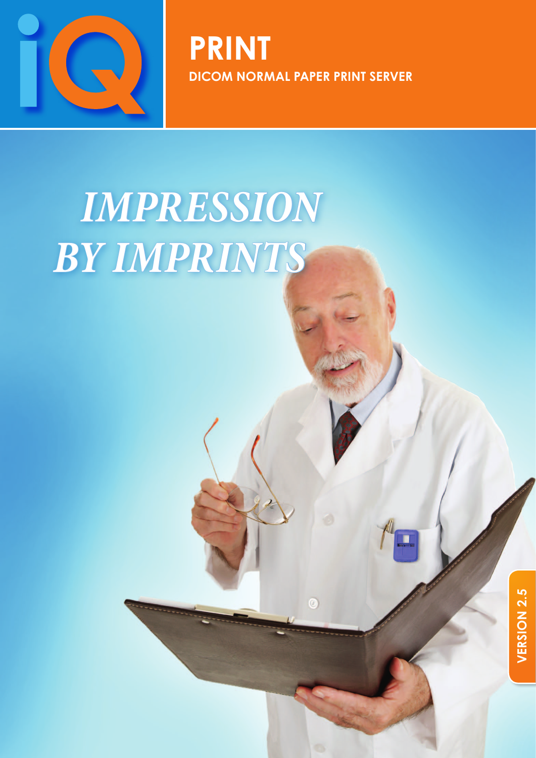iQ

# PRINT

**DICOM NORMAL PAPER PRINT SERVER**

## *IMPRESSION BY IMPRINTS*

**VERSION 2.5**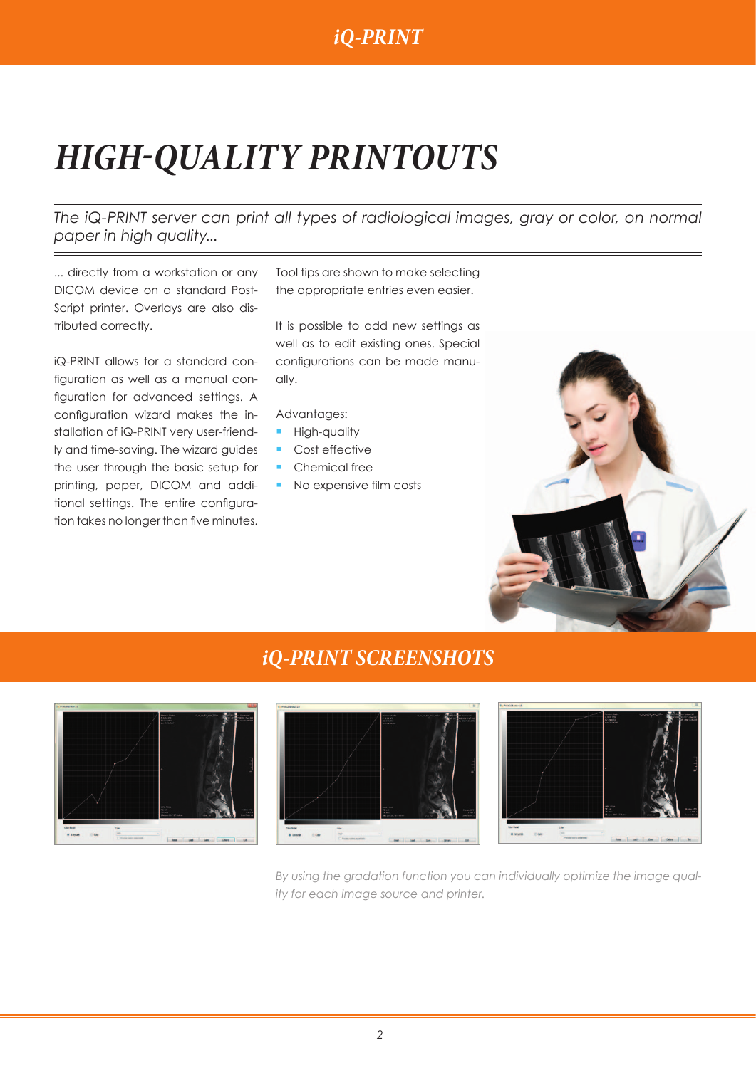# HIGH-QUALITY PRINTOUTS

*The iQ-PRINT server can print all types of radiological images, gray or color, on normal paper in high quality...*

... directly from a workstation or any DICOM device on a standard PostScript printer. Overlays are also distributed correctly.

iQ-PRINT allows for a standard configuration as well as a manual configuration for advanced settings. A configuration wizard makes the installation of iQ-PRINT very user-friendly and time-saving. The wizard guides the user through the basic setup for printing, paper, DICOM and additional settings. The entire configuration takes no longer than five minutes.

Tool tips are shown to make selecting the appropriate entries even easier.

It is possible to add new settings as well as to edit existing ones. Special configurations can be made manually.

Advantages:

- High-quality
- Cost effective
- Chemical free
- No expensive film costs

## iQ-PRINT SCREENSHOTS

*By using the gradation function you can individually optimize the image quality for each image source and printer.*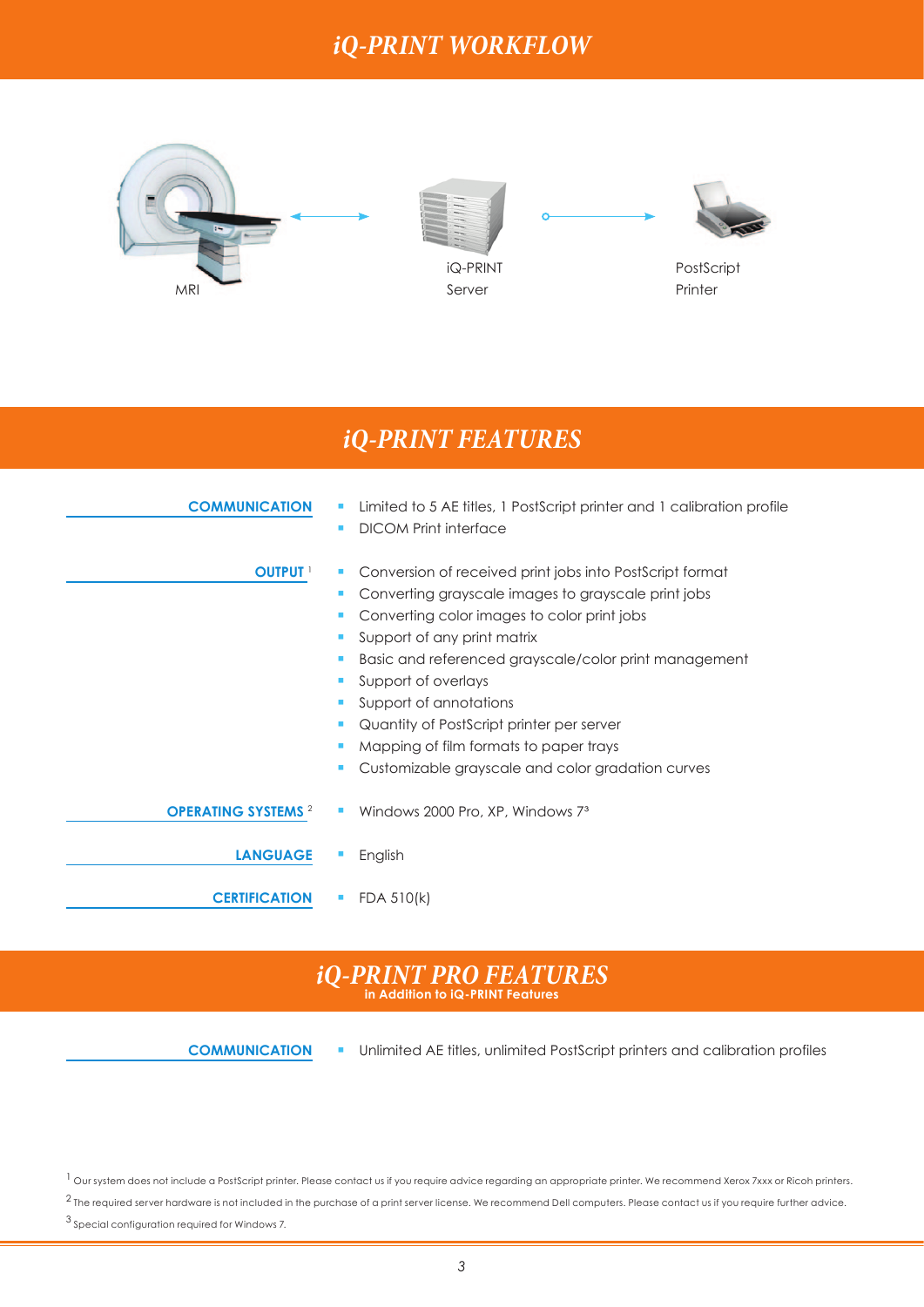# iQ-PRINT WORKFLOW

MRI

iQ-PRINT Server

PostScript Printer

# iQ-PRINT FEATURES

**COMMUNICATION**

- Limited to 5 AE titles, 1 PostScript printer and 1 calibration profile
- DICOM Print interface

**OUTPUT** [1]

- Conversion of received print jobs into PostScript format
- Converting grayscale images to grayscale print jobs
- Converting color images to color print jobs
- Support of any print matrix
- Basic and referenced grayscale/color print management
- Support of overlays
- Support of annotations
- Quantity of PostScript printer per server
- Mapping of film formats to paper trays
- Customizable grayscale and color gradation curves

**OPERATING SYSTEMS** [2]

- Windows 2000 Pro, XP, Windows 7[3]

**LANGUAGE**

- English

**CERTIFICATION**

- FDA 510(k)

# iQ-PRINT PRO FEATURES

**in Addition to iQ-PRINT Features**

**COMMUNICATION**

- Unlimited AE titles, unlimited PostScript printers and calibration profiles

[1] Our system does not include a PostScript printer. Please contact us if you require advice regarding an appropriate printer. We recommend Xerox 7xxx or Ricoh printers.

[2] The required server hardware is not included in the purchase of a print server license. We recommend Dell computers. Please contact us if you require further advice.

[3] Special configuration required for Windows 7.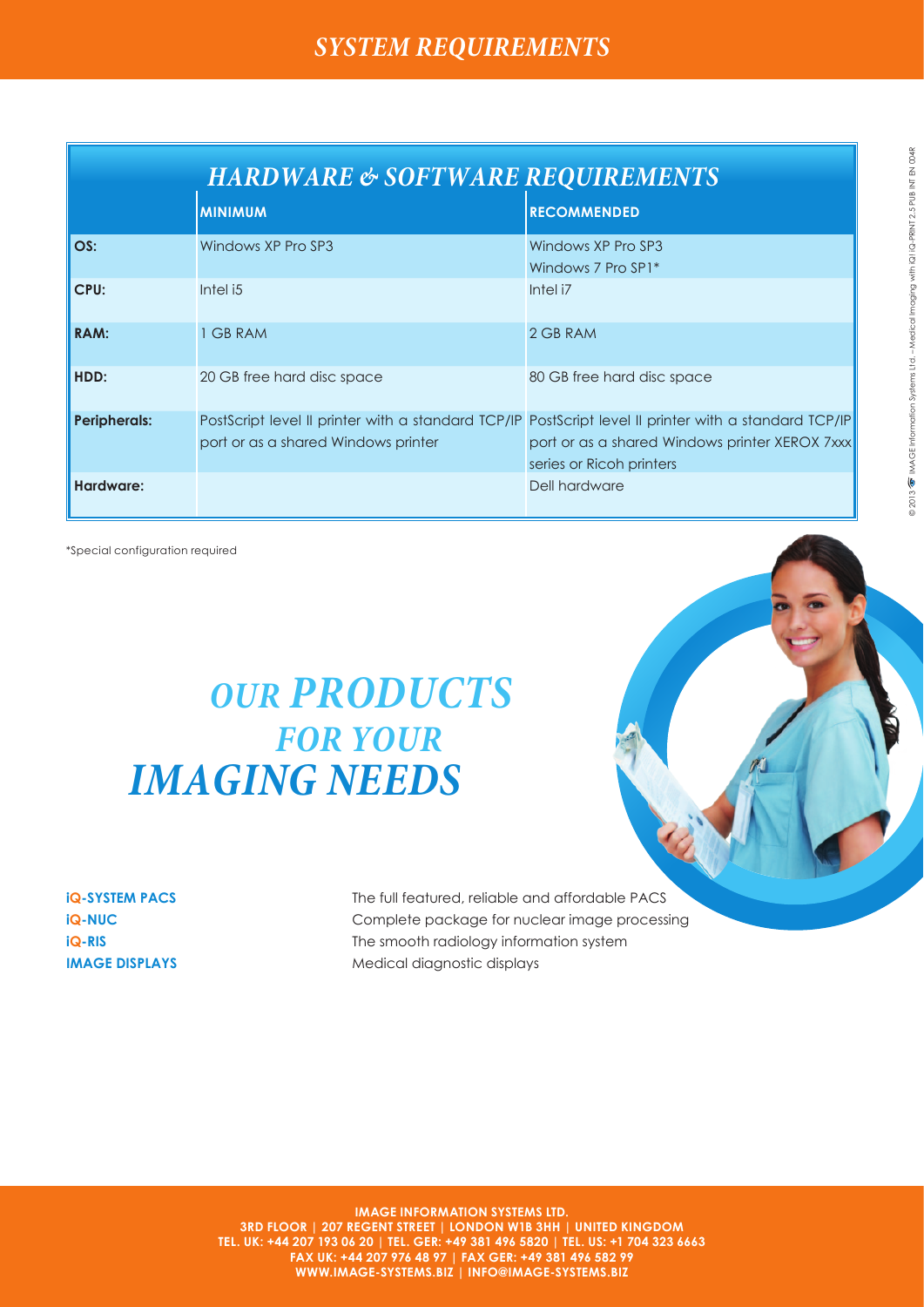# SYSTEM REQUIREMENTS

## HARDWARE & SOFTWARE REQUIREMENTS

| | MINIMUM | RECOMMENDED |
|---|---|---|
| **OS:** | Windows XP Pro SP3 | Windows XP Pro SP3<br>Windows 7 Pro SP1* |
| **CPU:** | Intel i5 | Intel i7 |
| **RAM:** | 1 GB RAM | 2 GB RAM |
| **HDD:** | 20 GB free hard disc space | 80 GB free hard disc space |
| **Peripherals:** | PostScript level II printer with a standard TCP/IP port or as a shared Windows printer | PostScript level II printer with a standard TCP/IP port or as a shared Windows printer XEROX 7xxx series or Ricoh printers |
| **Hardware:** | | Dell hardware |

*Special configuration required

## OUR PRODUCTS FOR YOUR IMAGING NEEDS

**iQ-SYSTEM PACS** The full featured, reliable and affordable PACS
**iQ-NUC** Complete package for nuclear image processing
**iQ-RIS** The smooth radiology information system
**IMAGE DISPLAYS** Medical diagnostic displays

© 2013 IMAGE Information Systems Ltd. – Medical Imaging with iQ | iQ-PRINT 2.5 PUB INT EN 004R

**IMAGE INFORMATION SYSTEMS LTD.**
**3RD FLOOR | 207 REGENT STREET | LONDON W1B 3HH | UNITED KINGDOM**
**TEL. UK: +44 207 193 06 20 | TEL. GER: +49 381 496 5820 | TEL. US: +1 704 323 6663**
**FAX UK: +44 207 976 48 97 | FAX GER: +49 381 496 582 99**
**WWW.IMAGE-SYSTEMS.BIZ | INFO@IMAGE-SYSTEMS.BIZ**